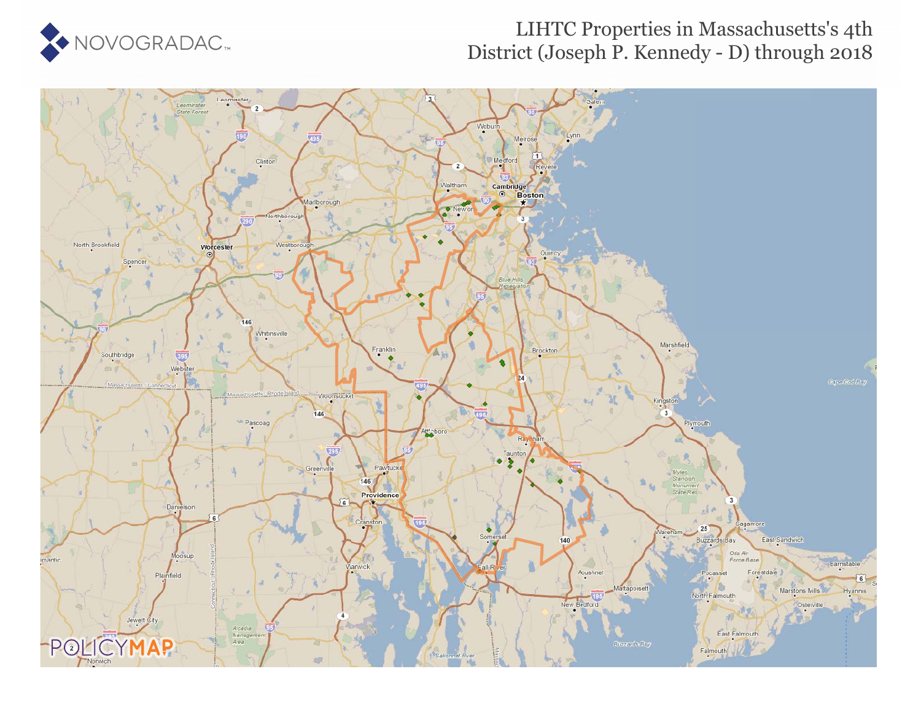NOVOGRADAC

# LIHTC Properties in Massachusetts's 4th District (Joseph P. Kennedy - D) through 2018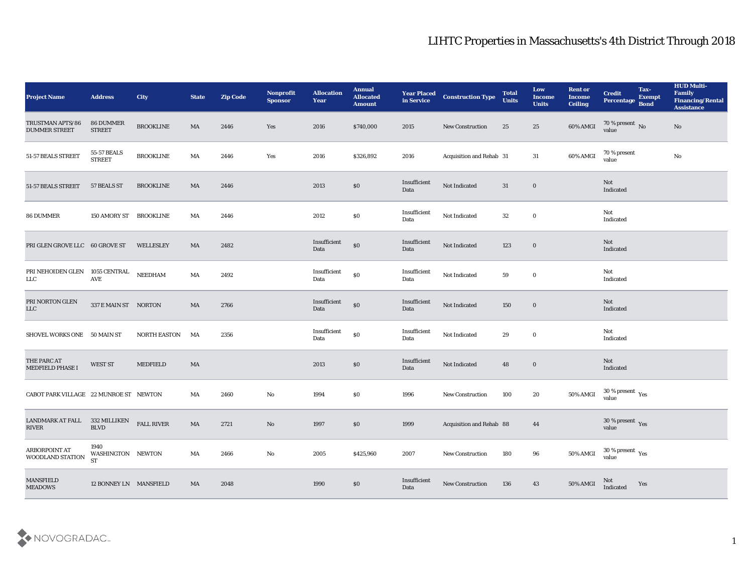# LIHTC Properties in Massachusetts's 4th District Through 2018

| Project Name | Address | City | State | Zip Code | Nonprofit Sponsor | Allocation Year | Annual Allocated Amount | Year Placed in Service | Construction Type | Total Units | Low Income Units | Rent or Income Ceiling | Credit Percentage | Tax-Exempt Bond | HUD Multi-Family Financing/Rental Assistance |
|---|---|---|---|---|---|---|---|---|---|---|---|---|---|---|---|
| TRUSTMAN APTS/86 DUMMER STREET | 86 DUMMER STREET | BROOKLINE | MA | 2446 | Yes | 2016 | $740,000 | 2015 | New Construction | 25 | 25 | 60% AMGI | 70 % present value | No | No |
| 51-57 BEALS STREET | 55-57 BEALS STREET | BROOKLINE | MA | 2446 | Yes | 2016 | $326,892 | 2016 | Acquisition and Rehab | 31 | 31 | 60% AMGI | 70 % present value | | No |
| 51-57 BEALS STREET | 57 BEALS ST | BROOKLINE | MA | 2446 | | 2013 | $0 | Insufficient Data | Not Indicated | 31 | 0 | | Not Indicated | | |
| 86 DUMMER | 150 AMORY ST | BROOKLINE | MA | 2446 | | 2012 | $0 | Insufficient Data | Not Indicated | 32 | 0 | | Not Indicated | | |
| PRI GLEN GROVE LLC | 60 GROVE ST | WELLESLEY | MA | 2482 | | Insufficient Data | $0 | Insufficient Data | Not Indicated | 123 | 0 | | Not Indicated | | |
| PRI NEHOIDEN GLEN LLC | 1055 CENTRAL AVE | NEEDHAM | MA | 2492 | | Insufficient Data | $0 | Insufficient Data | Not Indicated | 59 | 0 | | Not Indicated | | |
| PRI NORTON GLEN LLC | 337 E MAIN ST | NORTON | MA | 2766 | | Insufficient Data | $0 | Insufficient Data | Not Indicated | 150 | 0 | | Not Indicated | | |
| SHOVEL WORKS ONE | 50 MAIN ST | NORTH EASTON | MA | 2356 | | Insufficient Data | $0 | Insufficient Data | Not Indicated | 29 | 0 | | Not Indicated | | |
| THE PARC AT MEDFIELD PHASE I | WEST ST | MEDFIELD | MA | | | 2013 | $0 | Insufficient Data | Not Indicated | 48 | 0 | | Not Indicated | | |
| CABOT PARK VILLAGE | 22 MUNROE ST | NEWTON | MA | 2460 | No | 1994 | $0 | 1996 | New Construction | 100 | 20 | 50% AMGI | 30 % present value | Yes | |
| LANDMARK AT FALL RIVER | 332 MILLIKEN BLVD | FALL RIVER | MA | 2721 | No | 1997 | $0 | 1999 | Acquisition and Rehab | 88 | 44 | | 30 % present value | Yes | |
| ARBORPOINT AT WOODLAND STATION | 1940 WASHINGTON ST | NEWTON | MA | 2466 | No | 2005 | $425,960 | 2007 | New Construction | 180 | 96 | 50% AMGI | 30 % present value | Yes | |
| MANSFIELD MEADOWS | 12 BONNEY LN | MANSFIELD | MA | 2048 | | 1990 | $0 | Insufficient Data | New Construction | 136 | 43 | 50% AMGI | Not Indicated | Yes | |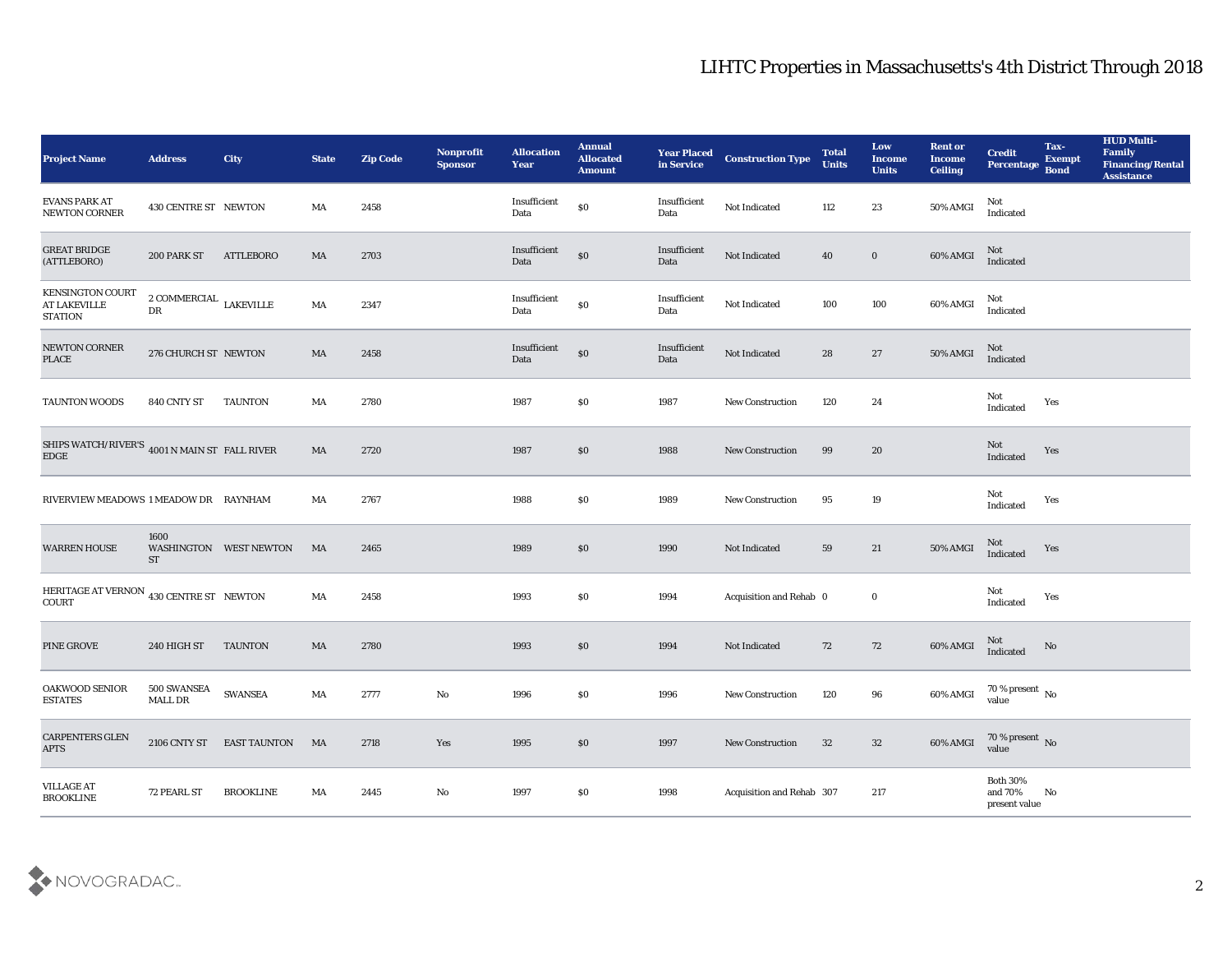# LIHTC Properties in Massachusetts's 4th District Through 2018

| Project Name | Address | City | State | Zip Code | Nonprofit Sponsor | Allocation Year | Annual Allocated Amount | Year Placed in Service | Construction Type | Total Units | Low Income Units | Rent or Income Ceiling | Credit Percentage | Tax-Exempt Bond | HUD Multi-Family Financing/Rental Assistance |
|---|---|---|---|---|---|---|---|---|---|---|---|---|---|---|---|
| EVANS PARK AT NEWTON CORNER | 430 CENTRE ST | NEWTON | MA | 2458 | | Insufficient Data | $0 | Insufficient Data | Not Indicated | 112 | 23 | 50% AMGI | Not Indicated | | |
| GREAT BRIDGE (ATTLEBORO) | 200 PARK ST | ATTLEBORO | MA | 2703 | | Insufficient Data | $0 | Insufficient Data | Not Indicated | 40 | 0 | 60% AMGI | Not Indicated | | |
| KENSINGTON COURT AT LAKEVILLE STATION | 2 COMMERCIAL DR | LAKEVILLE | MA | 2347 | | Insufficient Data | $0 | Insufficient Data | Not Indicated | 100 | 100 | 60% AMGI | Not Indicated | | |
| NEWTON CORNER PLACE | 276 CHURCH ST | NEWTON | MA | 2458 | | Insufficient Data | $0 | Insufficient Data | Not Indicated | 28 | 27 | 50% AMGI | Not Indicated | | |
| TAUNTON WOODS | 840 CNTY ST | TAUNTON | MA | 2780 | | 1987 | $0 | 1987 | New Construction | 120 | 24 | | Not Indicated | Yes | |
| SHIPS WATCH/RIVER'S EDGE | 4001 N MAIN ST | FALL RIVER | MA | 2720 | | 1987 | $0 | 1988 | New Construction | 99 | 20 | | Not Indicated | Yes | |
| RIVERVIEW MEADOWS | 1 MEADOW DR | RAYNHAM | MA | 2767 | | 1988 | $0 | 1989 | New Construction | 95 | 19 | | Not Indicated | Yes | |
| WARREN HOUSE | 1600 WASHINGTON ST | WEST NEWTON | MA | 2465 | | 1989 | $0 | 1990 | Not Indicated | 59 | 21 | 50% AMGI | Not Indicated | Yes | |
| HERITAGE AT VERNON COURT | 430 CENTRE ST | NEWTON | MA | 2458 | | 1993 | $0 | 1994 | Acquisition and Rehab | 0 | 0 | | Not Indicated | Yes | |
| PINE GROVE | 240 HIGH ST | TAUNTON | MA | 2780 | | 1993 | $0 | 1994 | Not Indicated | 72 | 72 | 60% AMGI | Not Indicated | No | |
| OAKWOOD SENIOR ESTATES | 500 SWANSEA MALL DR | SWANSEA | MA | 2777 | No | 1996 | $0 | 1996 | New Construction | 120 | 96 | 60% AMGI | 70 % present value | No | |
| CARPENTERS GLEN APTS | 2106 CNTY ST | EAST TAUNTON | MA | 2718 | Yes | 1995 | $0 | 1997 | New Construction | 32 | 32 | 60% AMGI | 70 % present value | No | |
| VILLAGE AT BROOKLINE | 72 PEARL ST | BROOKLINE | MA | 2445 | No | 1997 | $0 | 1998 | Acquisition and Rehab | 307 | 217 | | Both 30% and 70% present value | No | |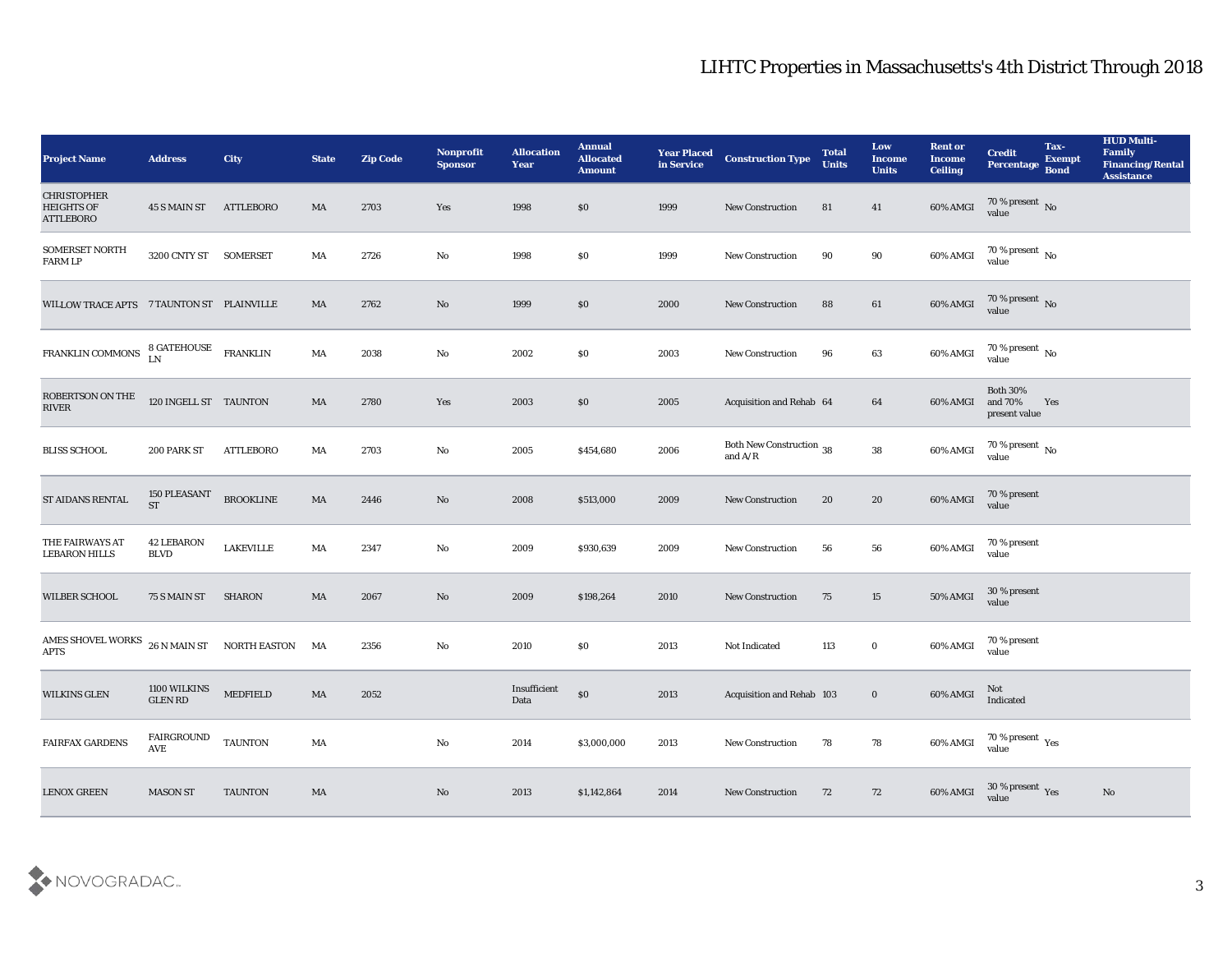# LIHTC Properties in Massachusetts's 4th District Through 2018

| Project Name | Address | City | State | Zip Code | Nonprofit Sponsor | Allocation Year | Annual Allocated Amount | Year Placed in Service | Construction Type | Total Units | Low Income Units | Rent or Income Ceiling | Credit Percentage | Tax-Exempt Bond | HUD Multi-Family Financing/Rental Assistance |
|---|---|---|---|---|---|---|---|---|---|---|---|---|---|---|---|
| CHRISTOPHER HEIGHTS OF ATTLEBORO | 45 S MAIN ST | ATTLEBORO | MA | 2703 | Yes | 1998 | $0 | 1999 | New Construction | 81 | 41 | 60% AMGI | 70 % present value | No | |
| SOMERSET NORTH FARM LP | 3200 CNTY ST | SOMERSET | MA | 2726 | No | 1998 | $0 | 1999 | New Construction | 90 | 90 | 60% AMGI | 70 % present value | No | |
| WILLOW TRACE APTS | 7 TAUNTON ST | PLAINVILLE | MA | 2762 | No | 1999 | $0 | 2000 | New Construction | 88 | 61 | 60% AMGI | 70 % present value | No | |
| FRANKLIN COMMONS | 8 GATEHOUSE LN | FRANKLIN | MA | 2038 | No | 2002 | $0 | 2003 | New Construction | 96 | 63 | 60% AMGI | 70 % present value | No | |
| ROBERTSON ON THE RIVER | 120 INGELL ST | TAUNTON | MA | 2780 | Yes | 2003 | $0 | 2005 | Acquisition and Rehab | 64 | 64 | 60% AMGI | Both 30% and 70% present value | Yes | |
| BLISS SCHOOL | 200 PARK ST | ATTLEBORO | MA | 2703 | No | 2005 | $454,680 | 2006 | Both New Construction and A/R | 38 | 38 | 60% AMGI | 70 % present value | No | |
| ST AIDANS RENTAL | 150 PLEASANT ST | BROOKLINE | MA | 2446 | No | 2008 | $513,000 | 2009 | New Construction | 20 | 20 | 60% AMGI | 70 % present value | | |
| THE FAIRWAYS AT LEBARON HILLS | 42 LEBARON BLVD | LAKEVILLE | MA | 2347 | No | 2009 | $930,639 | 2009 | New Construction | 56 | 56 | 60% AMGI | 70 % present value | | |
| WILBER SCHOOL | 75 S MAIN ST | SHARON | MA | 2067 | No | 2009 | $198,264 | 2010 | New Construction | 75 | 15 | 50% AMGI | 30 % present value | | |
| AMES SHOVEL WORKS APTS | 26 N MAIN ST | NORTH EASTON | MA | 2356 | No | 2010 | $0 | 2013 | Not Indicated | 113 | 0 | 60% AMGI | 70 % present value | | |
| WILKINS GLEN | 1100 WILKINS GLEN RD | MEDFIELD | MA | 2052 | | Insufficient Data | $0 | 2013 | Acquisition and Rehab | 103 | 0 | 60% AMGI | Not Indicated | | |
| FAIRFAX GARDENS | FAIRGROUND AVE | TAUNTON | MA | | No | 2014 | $3,000,000 | 2013 | New Construction | 78 | 78 | 60% AMGI | 70 % present value | Yes | |
| LENOX GREEN | MASON ST | TAUNTON | MA | | No | 2013 | $1,142,864 | 2014 | New Construction | 72 | 72 | 60% AMGI | 30 % present value | Yes | No |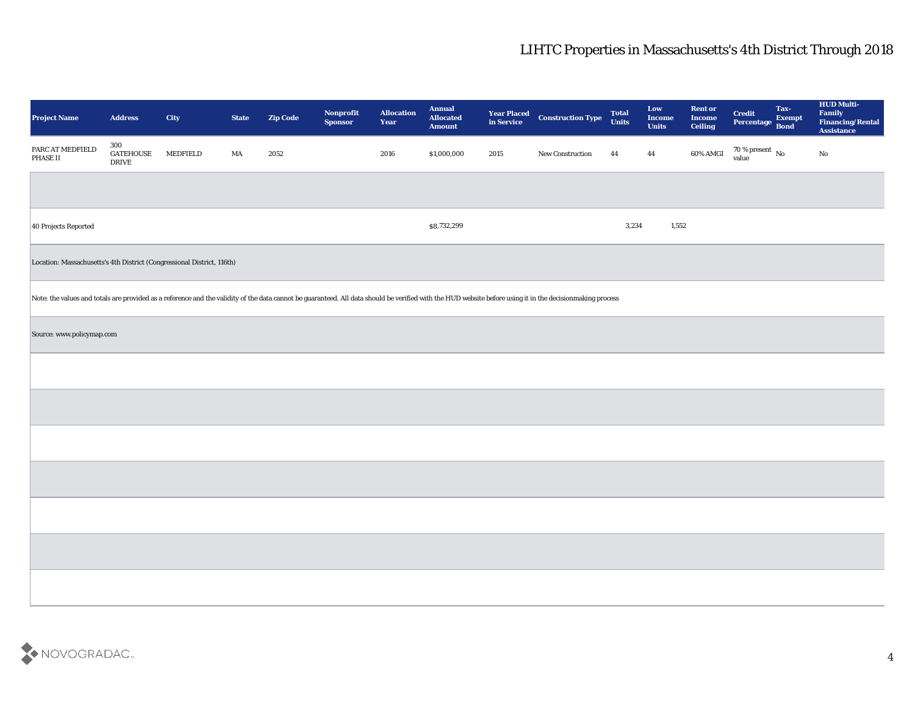| Project Name | Address | City | State | Zip Code | Nonprofit Sponsor | Allocation Year | Annual Allocated Amount | Year Placed in Service | Construction Type | Total Units | Low Income Units | Rent or Income Ceiling | Credit Percentage | Tax-Exempt Bond | HUD Multi-Family Financing/Rental Assistance |
|---|---|---|---|---|---|---|---|---|---|---|---|---|---|---|---|
| PARC AT MEDFIELD PHASE II | 300 GATEHOUSE DRIVE | MEDFIELD | MA | 2052 | | 2016 | $1,000,000 | 2015 | New Construction | 44 | 44 | 60% AMGI | 70 % present value | No | No |
| | | | | | | | | | | | | | | | |
| 40 Projects Reported | | | | | | | $8,732,299 | | | 3,234 | 1,552 | | | | |

Location: Massachusetts's 4th District (Congressional District, 116th)

Note: the values and totals are provided as a reference and the validity of the data cannot be guaranteed. All data should be verified with the HUD website before using it in the decisionmaking process

Source: www.policymap.com